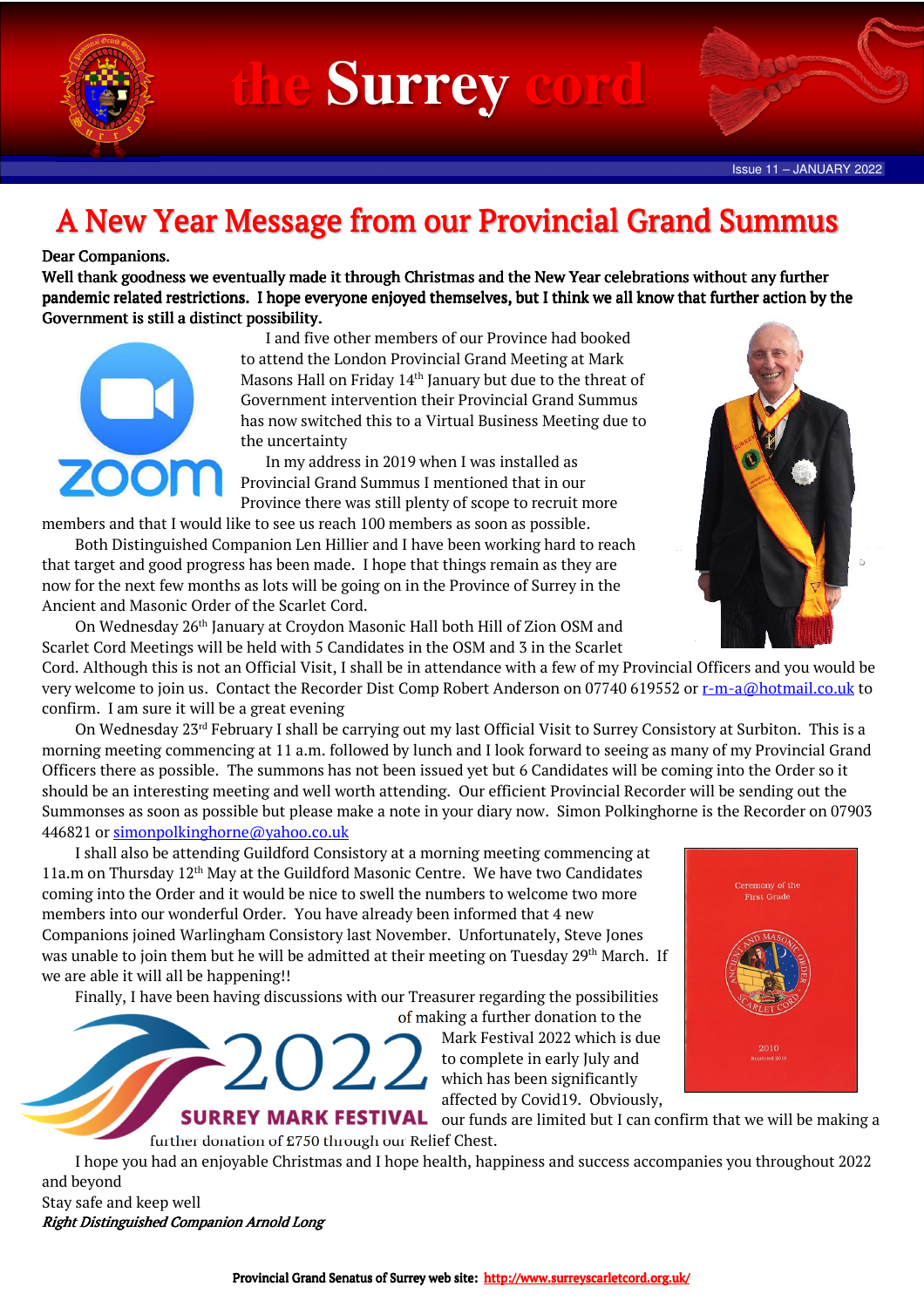# the Surrey cord

Issue 11 – JANUARY 2022

## A New Year Message from our Provincial Grand Summus

**Dear Companions.**

**Well thank goodness we eventually made it through Christmas and the New Year celebrations without any further pandemic related restrictions. I hope everyone enjoyed themselves, but I think we all know that further action by the Government is still a distinct possibility.**

I and five other members of our Province had booked to attend the London Provincial Grand Meeting at Mark Masons Hall on Friday 14th January but due to the threat of Government intervention their Provincial Grand Summus has now switched this to a Virtual Business Meeting due to the uncertainty

In my address in 2019 when I was installed as Provincial Grand Summus I mentioned that in our Province there was still plenty of scope to recruit more members and that I would like to see us reach 100 members as soon as possible.

Both Distinguished Companion Len Hillier and I have been working hard to reach that target and good progress has been made. I hope that things remain as they are now for the next few months as lots will be going on in the Province of Surrey in the Ancient and Masonic Order of the Scarlet Cord.

On Wednesday 26th January at Croydon Masonic Hall both Hill of Zion OSM and Scarlet Cord Meetings will be held with 5 Candidates in the OSM and 3 in the Scarlet Cord. Although this is not an Official Visit, I shall be in attendance with a few of my Provincial Officers and you would be very welcome to join us. Contact the Recorder Dist Comp Robert Anderson on 07740 619552 or r-m-a@hotmail.co.uk to confirm. I am sure it will be a great evening

On Wednesday 23rd February I shall be carrying out my last Official Visit to Surrey Consistory at Surbiton. This is a morning meeting commencing at 11 a.m. followed by lunch and I look forward to seeing as many of my Provincial Grand Officers there as possible. The summons has not been issued yet but 6 Candidates will be coming into the Order so it should be an interesting meeting and well worth attending. Our efficient Provincial Recorder will be sending out the Summonses as soon as possible but please make a note in your diary now. Simon Polkinghorne is the Recorder on 07903 446821 or simonpolkinghorne@yahoo.co.uk

I shall also be attending Guildford Consistory at a morning meeting commencing at 11a.m on Thursday 12th May at the Guildford Masonic Centre. We have two Candidates coming into the Order and it would be nice to swell the numbers to welcome two more members into our wonderful Order. You have already been informed that 4 new Companions joined Warlingham Consistory last November. Unfortunately, Steve Jones was unable to join them but he will be admitted at their meeting on Tuesday 29th March. If we are able it will all be happening!!

Finally, I have been having discussions with our Treasurer regarding the possibilities of making a further donation to the Mark Festival 2022 which is due to complete in early July and which has been significantly affected by Covid19. Obviously, our funds are limited but I can confirm that we will be making a further donation of £750 through our Relief Chest.

I hope you had an enjoyable Christmas and I hope health, happiness and success accompanies you throughout 2022 and beyond

Stay safe and keep well

***Right Distinguished Companion Arnold Long***

**Provincial Grand Senatus of Surrey web site: http://www.surreyscarletcord.org.uk/**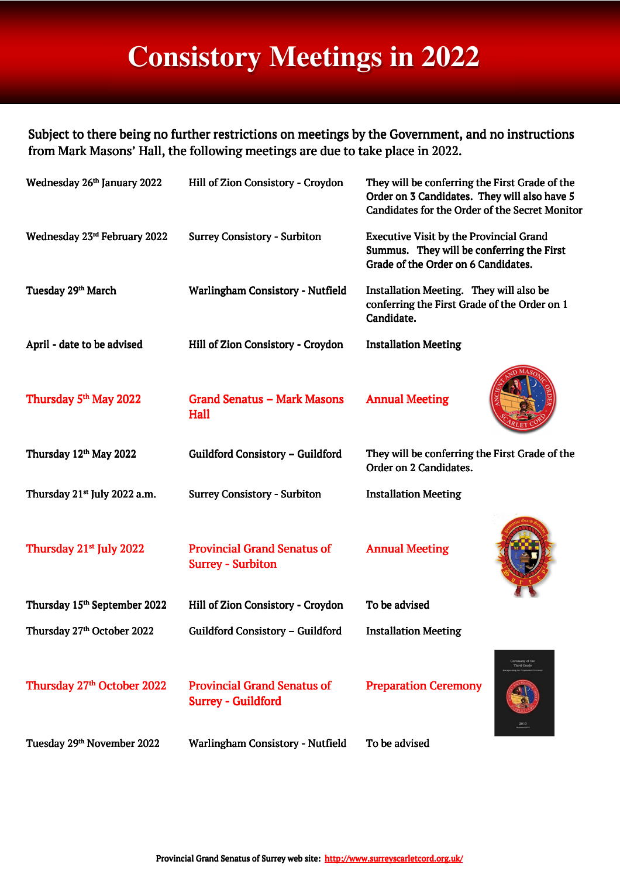# Consistory Meetings in 2022

**Subject to there being no further restrictions on meetings by the Government, and no instructions from Mark Masons' Hall, the following meetings are due to take place in 2022.**

| | | |
|---|---|---|
| Wednesday 26th January 2022 | Hill of Zion Consistory - Croydon | They will be conferring the First Grade of the Order on 3 Candidates. They will also have 5 Candidates for the Order of the Secret Monitor |
| Wednesday 23rd February 2022 | Surrey Consistory - Surbiton | Executive Visit by the Provincial Grand Summus. They will be conferring the First Grade of the Order on 6 Candidates. |
| Tuesday 29th March | Warlingham Consistory - Nutfield | Installation Meeting. They will also be conferring the First Grade of the Order on 1 Candidate. |
| April - date to be advised | Hill of Zion Consistory - Croydon | Installation Meeting |
| Thursday 5th May 2022 | Grand Senatus – Mark Masons Hall | Annual Meeting |
| Thursday 12th May 2022 | Guildford Consistory – Guildford | They will be conferring the First Grade of the Order on 2 Candidates. |
| Thursday 21st July 2022 a.m. | Surrey Consistory - Surbiton | Installation Meeting |
| Thursday 21st July 2022 | Provincial Grand Senatus of Surrey - Surbiton | Annual Meeting |
| Thursday 15th September 2022 | Hill of Zion Consistory - Croydon | To be advised |
| Thursday 27th October 2022 | Guildford Consistory – Guildford | Installation Meeting |
| Thursday 27th October 2022 | Provincial Grand Senatus of Surrey - Guildford | Preparation Ceremony |
| Tuesday 29th November 2022 | Warlingham Consistory - Nutfield | To be advised |

Provincial Grand Senatus of Surrey web site: http://www.surreyscarletcord.org.uk/